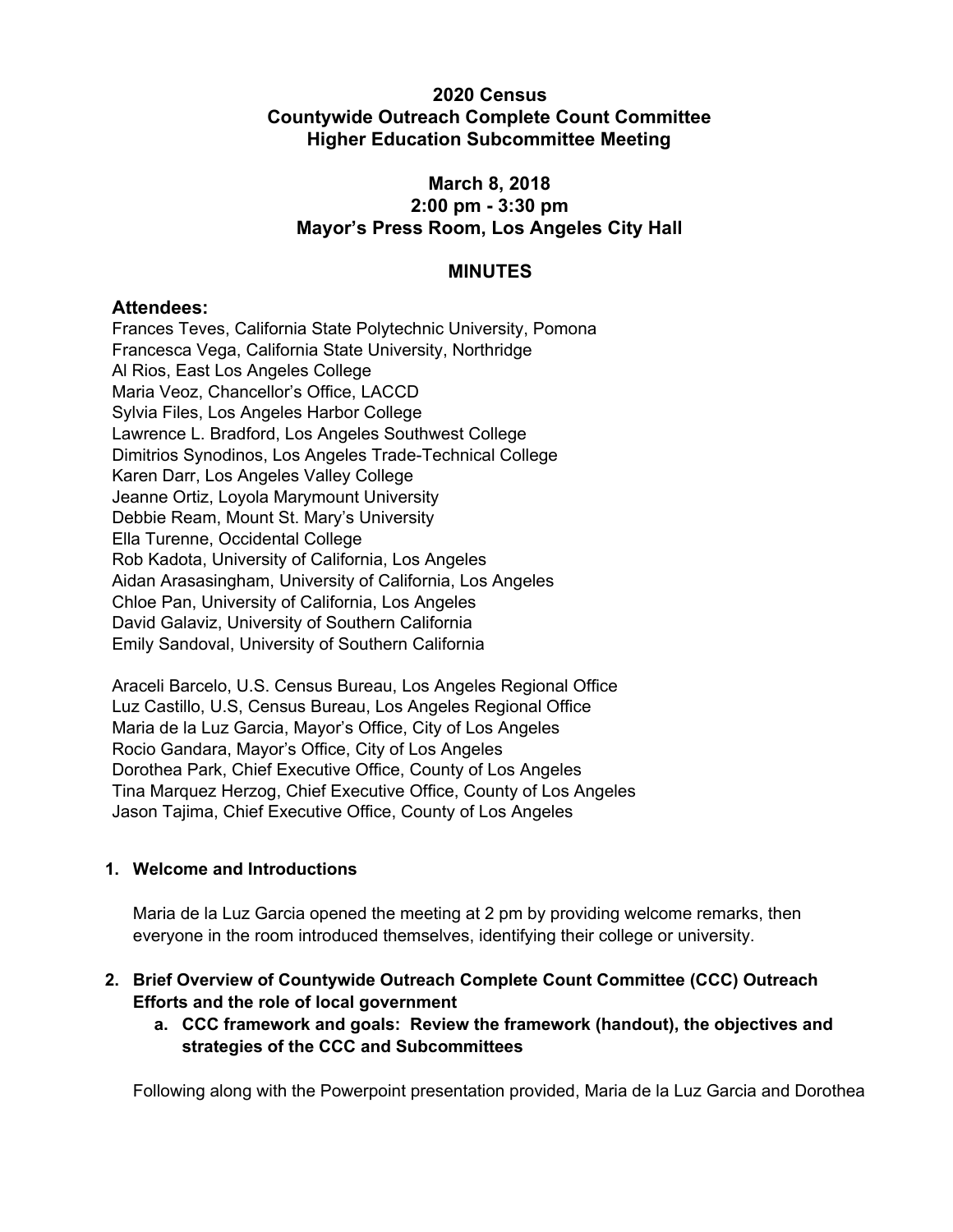# 2020 Census
# Countywide Outreach Complete Count Committee
# Higher Education Subcommittee Meeting

## March 8, 2018
## 2:00 pm - 3:30 pm
## Mayor's Press Room, Los Angeles City Hall

## MINUTES

### Attendees:

Frances Teves, California State Polytechnic University, Pomona
Francesca Vega, California State University, Northridge
Al Rios, East Los Angeles College
Maria Veoz, Chancellor's Office, LACCD
Sylvia Files, Los Angeles Harbor College
Lawrence L. Bradford, Los Angeles Southwest College
Dimitrios Synodinos, Los Angeles Trade-Technical College
Karen Darr, Los Angeles Valley College
Jeanne Ortiz, Loyola Marymount University
Debbie Ream, Mount St. Mary's University
Ella Turenne, Occidental College
Rob Kadota, University of California, Los Angeles
Aidan Arasasingham, University of California, Los Angeles
Chloe Pan, University of California, Los Angeles
David Galaviz, University of Southern California
Emily Sandoval, University of Southern California

Araceli Barcelo, U.S. Census Bureau, Los Angeles Regional Office
Luz Castillo, U.S, Census Bureau, Los Angeles Regional Office
Maria de la Luz Garcia, Mayor's Office, City of Los Angeles
Rocio Gandara, Mayor's Office, City of Los Angeles
Dorothea Park, Chief Executive Office, County of Los Angeles
Tina Marquez Herzog, Chief Executive Office, County of Los Angeles
Jason Tajima, Chief Executive Office, County of Los Angeles

1. **Welcome and Introductions**

   Maria de la Luz Garcia opened the meeting at 2 pm by providing welcome remarks, then everyone in the room introduced themselves, identifying their college or university.

2. **Brief Overview of Countywide Outreach Complete Count Committee (CCC) Outreach Efforts and the role of local government**
   a. **CCC framework and goals: Review the framework (handout), the objectives and strategies of the CCC and Subcommittees**

   Following along with the Powerpoint presentation provided, Maria de la Luz Garcia and Dorothea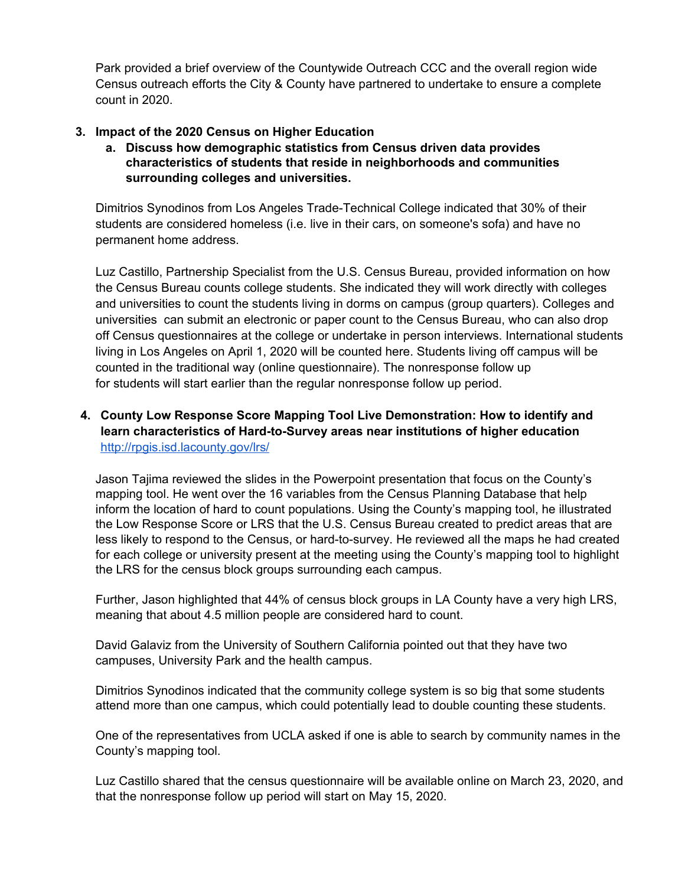Park provided a brief overview of the Countywide Outreach CCC and the overall region wide Census outreach efforts the City & County have partnered to undertake to ensure a complete count in 2020.

3. **Impact of the 2020 Census on Higher Education**
    a. **Discuss how demographic statistics from Census driven data provides characteristics of students that reside in neighborhoods and communities surrounding colleges and universities.**

Dimitrios Synodinos from Los Angeles Trade-Technical College indicated that 30% of their students are considered homeless (i.e. live in their cars, on someone's sofa) and have no permanent home address.

Luz Castillo, Partnership Specialist from the U.S. Census Bureau, provided information on how the Census Bureau counts college students. She indicated they will work directly with colleges and universities to count the students living in dorms on campus (group quarters). Colleges and universities can submit an electronic or paper count to the Census Bureau, who can also drop off Census questionnaires at the college or undertake in person interviews. International students living in Los Angeles on April 1, 2020 will be counted here. Students living off campus will be counted in the traditional way (online questionnaire). The nonresponse follow up for students will start earlier than the regular nonresponse follow up period.

4. **County Low Response Score Mapping Tool Live Demonstration: How to identify and learn characteristics of Hard-to-Survey areas near institutions of higher education** [http://rpgis.isd.lacounty.gov/lrs/](http://rpgis.isd.lacounty.gov/lrs/)

Jason Tajima reviewed the slides in the Powerpoint presentation that focus on the County's mapping tool. He went over the 16 variables from the Census Planning Database that help inform the location of hard to count populations. Using the County's mapping tool, he illustrated the Low Response Score or LRS that the U.S. Census Bureau created to predict areas that are less likely to respond to the Census, or hard-to-survey. He reviewed all the maps he had created for each college or university present at the meeting using the County's mapping tool to highlight the LRS for the census block groups surrounding each campus.

Further, Jason highlighted that 44% of census block groups in LA County have a very high LRS, meaning that about 4.5 million people are considered hard to count.

David Galaviz from the University of Southern California pointed out that they have two campuses, University Park and the health campus.

Dimitrios Synodinos indicated that the community college system is so big that some students attend more than one campus, which could potentially lead to double counting these students.

One of the representatives from UCLA asked if one is able to search by community names in the County's mapping tool.

Luz Castillo shared that the census questionnaire will be available online on March 23, 2020, and that the nonresponse follow up period will start on May 15, 2020.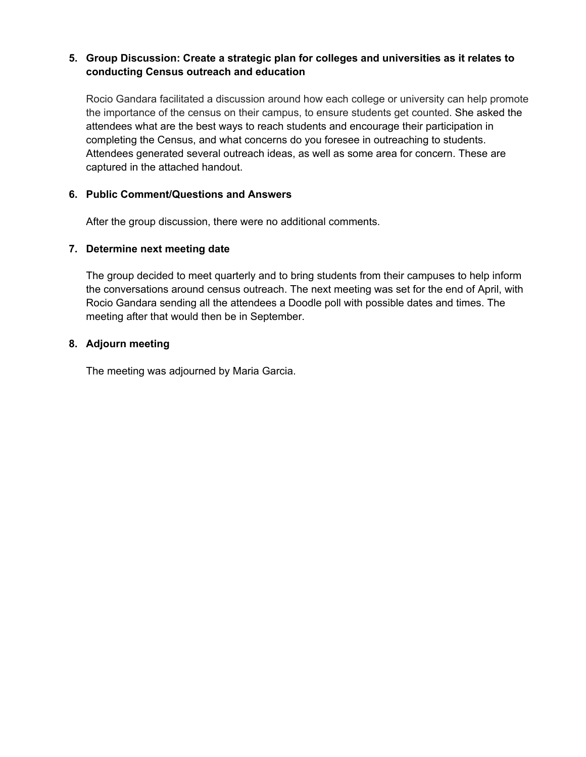5. **Group Discussion: Create a strategic plan for colleges and universities as it relates to conducting Census outreach and education**

   Rocio Gandara facilitated a discussion around how each college or university can help promote the importance of the census on their campus, to ensure students get counted. She asked the attendees what are the best ways to reach students and encourage their participation in completing the Census, and what concerns do you foresee in outreaching to students. Attendees generated several outreach ideas, as well as some area for concern. These are captured in the attached handout.

6. **Public Comment/Questions and Answers**

   After the group discussion, there were no additional comments.

7. **Determine next meeting date**

   The group decided to meet quarterly and to bring students from their campuses to help inform the conversations around census outreach. The next meeting was set for the end of April, with Rocio Gandara sending all the attendees a Doodle poll with possible dates and times. The meeting after that would then be in September.

8. **Adjourn meeting**

   The meeting was adjourned by Maria Garcia.